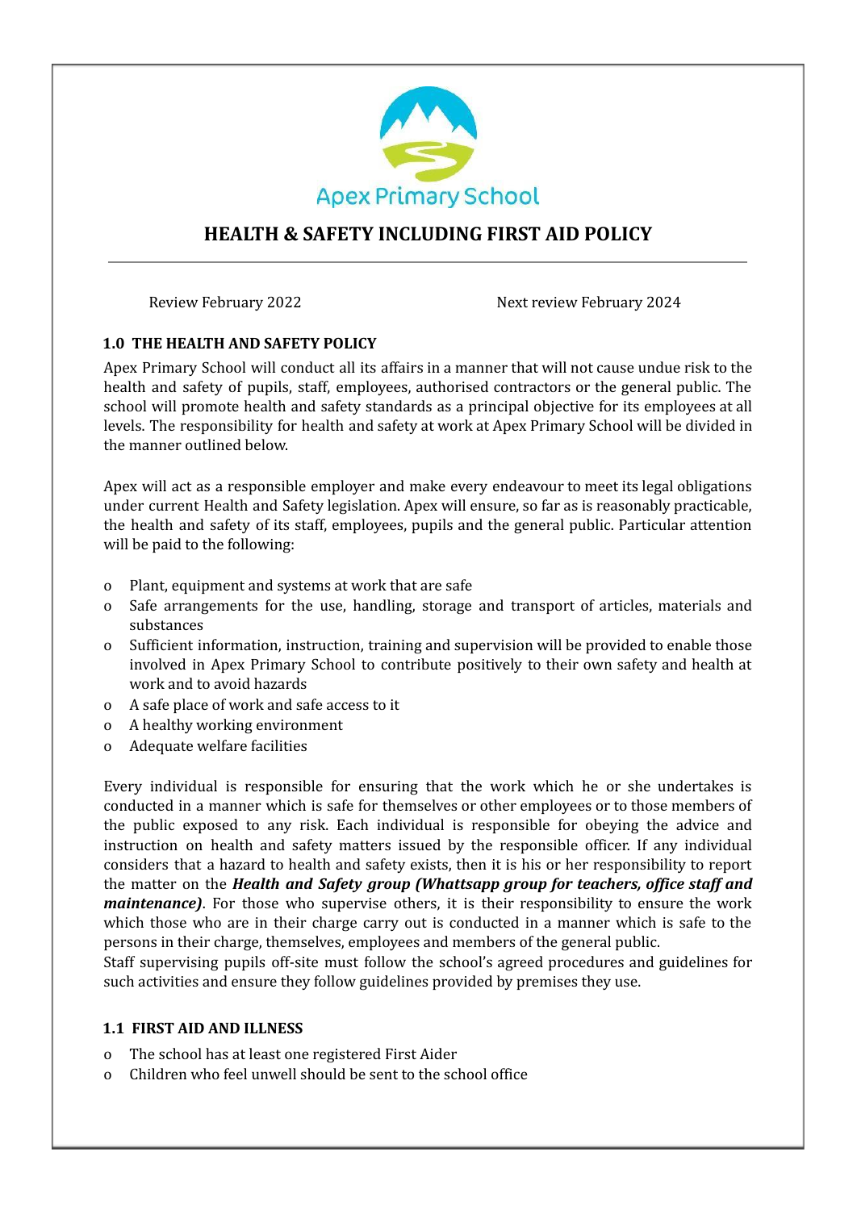Apex Primary School

# HEALTH & SAFETY INCLUDING FIRST AID POLICY

Review February 2022 Next review February 2024

## 1.0 THE HEALTH AND SAFETY POLICY

Apex Primary School will conduct all its affairs in a manner that will not cause undue risk to the health and safety of pupils, staff, employees, authorised contractors or the general public. The school will promote health and safety standards as a principal objective for its employees at all levels. The responsibility for health and safety at work at Apex Primary School will be divided in the manner outlined below.

Apex will act as a responsible employer and make every endeavour to meet its legal obligations under current Health and Safety legislation. Apex will ensure, so far as is reasonably practicable, the health and safety of its staff, employees, pupils and the general public. Particular attention will be paid to the following:

- Plant, equipment and systems at work that are safe
- Safe arrangements for the use, handling, storage and transport of articles, materials and substances
- Sufficient information, instruction, training and supervision will be provided to enable those involved in Apex Primary School to contribute positively to their own safety and health at work and to avoid hazards
- A safe place of work and safe access to it
- A healthy working environment
- Adequate welfare facilities

Every individual is responsible for ensuring that the work which he or she undertakes is conducted in a manner which is safe for themselves or other employees or to those members of the public exposed to any risk. Each individual is responsible for obeying the advice and instruction on health and safety matters issued by the responsible officer. If any individual considers that a hazard to health and safety exists, then it is his or her responsibility to report the matter on the ***Health and Safety group (Whattsapp group for teachers, office staff and maintenance)***. For those who supervise others, it is their responsibility to ensure the work which those who are in their charge carry out is conducted in a manner which is safe to the persons in their charge, themselves, employees and members of the general public.
Staff supervising pupils off-site must follow the school's agreed procedures and guidelines for such activities and ensure they follow guidelines provided by premises they use.

## 1.1 FIRST AID AND ILLNESS

- The school has at least one registered First Aider
- Children who feel unwell should be sent to the school office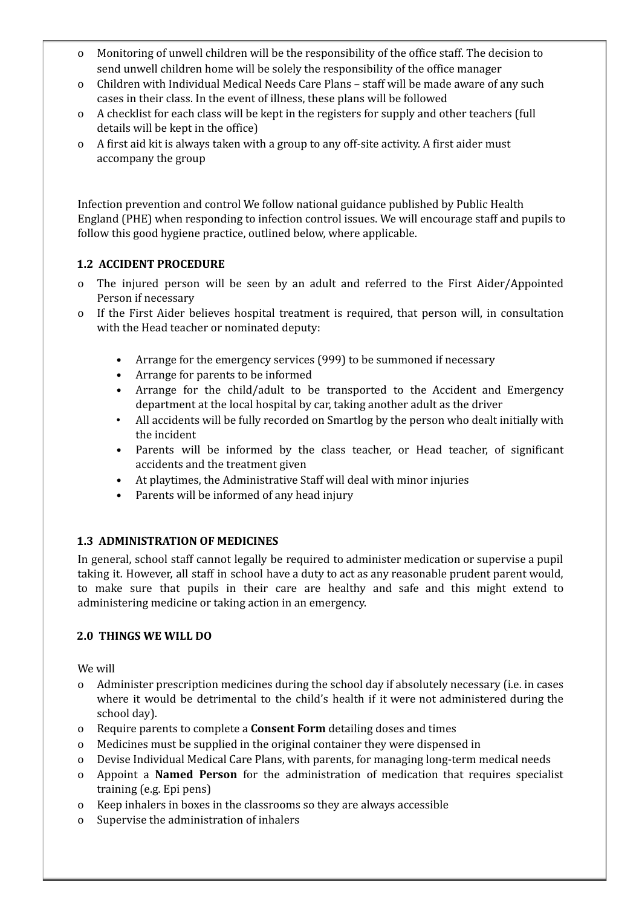- Monitoring of unwell children will be the responsibility of the office staff. The decision to send unwell children home will be solely the responsibility of the office manager
- Children with Individual Medical Needs Care Plans – staff will be made aware of any such cases in their class. In the event of illness, these plans will be followed
- A checklist for each class will be kept in the registers for supply and other teachers (full details will be kept in the office)
- A first aid kit is always taken with a group to any off-site activity. A first aider must accompany the group

Infection prevention and control We follow national guidance published by Public Health England (PHE) when responding to infection control issues. We will encourage staff and pupils to follow this good hygiene practice, outlined below, where applicable.

### 1.2 ACCIDENT PROCEDURE

- The injured person will be seen by an adult and referred to the First Aider/Appointed Person if necessary
- If the First Aider believes hospital treatment is required, that person will, in consultation with the Head teacher or nominated deputy:
  - Arrange for the emergency services (999) to be summoned if necessary
  - Arrange for parents to be informed
  - Arrange for the child/adult to be transported to the Accident and Emergency department at the local hospital by car, taking another adult as the driver
  - All accidents will be fully recorded on Smartlog by the person who dealt initially with the incident
  - Parents will be informed by the class teacher, or Head teacher, of significant accidents and the treatment given
  - At playtimes, the Administrative Staff will deal with minor injuries
  - Parents will be informed of any head injury

### 1.3 ADMINISTRATION OF MEDICINES

In general, school staff cannot legally be required to administer medication or supervise a pupil taking it. However, all staff in school have a duty to act as any reasonable prudent parent would, to make sure that pupils in their care are healthy and safe and this might extend to administering medicine or taking action in an emergency.

### 2.0 THINGS WE WILL DO

We will

- Administer prescription medicines during the school day if absolutely necessary (i.e. in cases where it would be detrimental to the child's health if it were not administered during the school day).
- Require parents to complete a **Consent Form** detailing doses and times
- Medicines must be supplied in the original container they were dispensed in
- Devise Individual Medical Care Plans, with parents, for managing long-term medical needs
- Appoint a **Named Person** for the administration of medication that requires specialist training (e.g. Epi pens)
- Keep inhalers in boxes in the classrooms so they are always accessible
- Supervise the administration of inhalers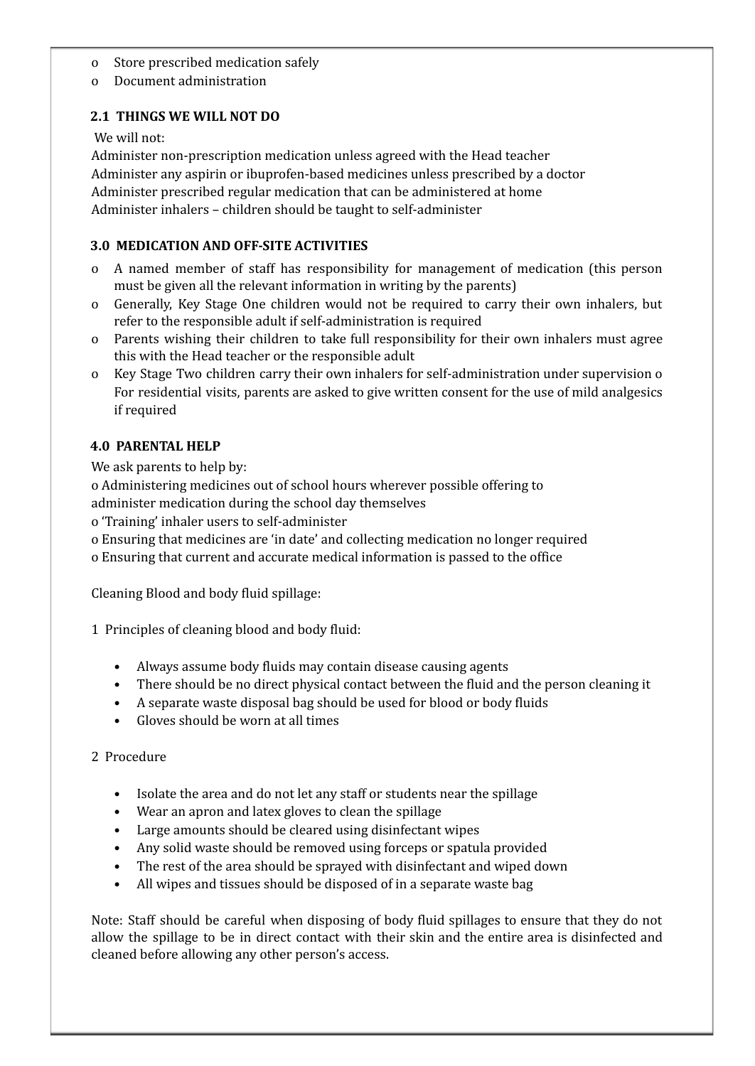- Store prescribed medication safely
- Document administration

### 2.1 THINGS WE WILL NOT DO

We will not:

Administer non-prescription medication unless agreed with the Head teacher
Administer any aspirin or ibuprofen-based medicines unless prescribed by a doctor
Administer prescribed regular medication that can be administered at home
Administer inhalers – children should be taught to self-administer

### 3.0 MEDICATION AND OFF-SITE ACTIVITIES

- A named member of staff has responsibility for management of medication (this person must be given all the relevant information in writing by the parents)
- Generally, Key Stage One children would not be required to carry their own inhalers, but refer to the responsible adult if self-administration is required
- Parents wishing their children to take full responsibility for their own inhalers must agree this with the Head teacher or the responsible adult
- Key Stage Two children carry their own inhalers for self-administration under supervision o For residential visits, parents are asked to give written consent for the use of mild analgesics if required

### 4.0 PARENTAL HELP

We ask parents to help by:

o Administering medicines out of school hours wherever possible offering to administer medication during the school day themselves
o 'Training' inhaler users to self-administer
o Ensuring that medicines are 'in date' and collecting medication no longer required
o Ensuring that current and accurate medical information is passed to the office

Cleaning Blood and body fluid spillage:

1 Principles of cleaning blood and body fluid:

- Always assume body fluids may contain disease causing agents
- There should be no direct physical contact between the fluid and the person cleaning it
- A separate waste disposal bag should be used for blood or body fluids
- Gloves should be worn at all times

2 Procedure

- Isolate the area and do not let any staff or students near the spillage
- Wear an apron and latex gloves to clean the spillage
- Large amounts should be cleared using disinfectant wipes
- Any solid waste should be removed using forceps or spatula provided
- The rest of the area should be sprayed with disinfectant and wiped down
- All wipes and tissues should be disposed of in a separate waste bag

Note: Staff should be careful when disposing of body fluid spillages to ensure that they do not allow the spillage to be in direct contact with their skin and the entire area is disinfected and cleaned before allowing any other person's access.